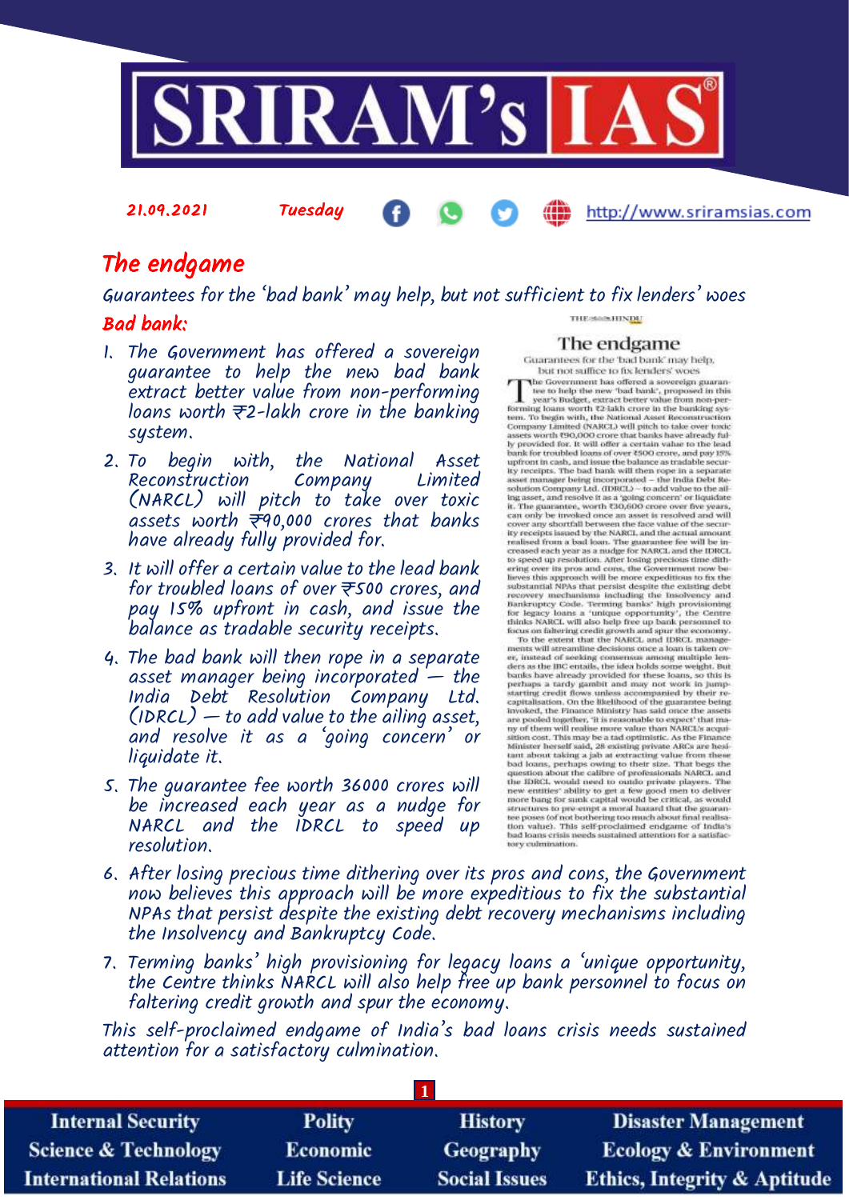21.09.2021 Tuesday http://www.sriramsias.com

# The endgame

*Guarantees for the 'bad bank' may help, but not sufficient to fix lenders' woes*

## Bad bank:

1. The Government has offered a sovereign guarantee to help the new bad bank extract better value from non-performing loans worth ₹2-lakh crore in the banking system.
2. To begin with, the National Asset Reconstruction Company Limited (NARCL) will pitch to take over toxic assets worth ₹90,000 crores that banks have already fully provided for.
3. It will offer a certain value to the lead bank for troubled loans of over ₹500 crores, and pay 15% upfront in cash, and issue the balance as tradable security receipts.
4. The bad bank will then rope in a separate asset manager being incorporated — the India Debt Resolution Company Ltd. (IDRCL) — to add value to the ailing asset, and resolve it as a 'going concern' or liquidate it.
5. The guarantee fee worth 36000 crores will be increased each year as a nudge for NARCL and the IDRCL to speed up resolution.
6. After losing precious time dithering over its pros and cons, the Government now believes this approach will be more expeditious to fix the substantial NPAs that persist despite the existing debt recovery mechanisms including the Insolvency and Bankruptcy Code.
7. Terming banks' high provisioning for legacy loans a 'unique opportunity,' the Centre thinks NARCL will also help free up bank personnel to focus on faltering credit growth and spur the economy.

This self-proclaimed endgame of India's bad loans crisis needs sustained attention for a satisfactory culmination.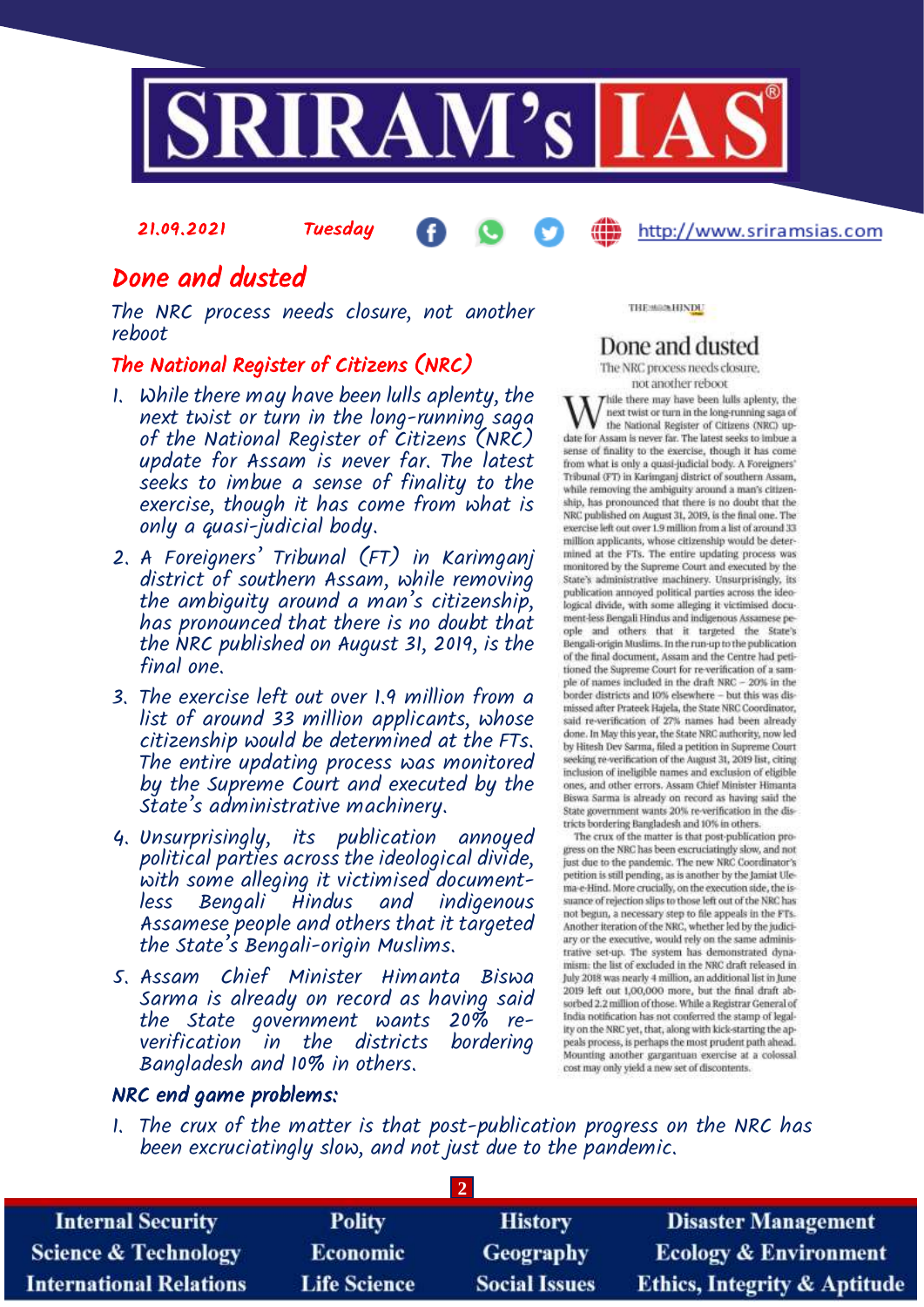## Done and dusted

*The NRC process needs closure, not another reboot*

### The National Register of Citizens (NRC)

1. While there may have been lulls aplenty, the next twist or turn in the long-running saga of the National Register of Citizens (NRC) update for Assam is never far. The latest seeks to imbue a sense of finality to the exercise, though it has come from what is only a quasi-judicial body.
2. A Foreigners' Tribunal (FT) in Karimganj district of southern Assam, while removing the ambiguity around a man's citizenship, has pronounced that there is no doubt that the NRC published on August 31, 2019, is the final one.
3. The exercise left out over 1.9 million from a list of around 33 million applicants, whose citizenship would be determined at the FTs. The entire updating process was monitored by the Supreme Court and executed by the State's administrative machinery.
4. Unsurprisingly, its publication annoyed political parties across the ideological divide, with some alleging it victimised document-less Bengali Hindus and indigenous Assamese people and others that it targeted the State's Bengali-origin Muslims.
5. Assam Chief Minister Himanta Biswa Sarma is already on record as having said the State government wants 20% re-verification in the districts bordering Bangladesh and 10% in others.

### NRC end game problems:

1. The crux of the matter is that post-publication progress on the NRC has been excruciatingly slow, and not just due to the pandemic.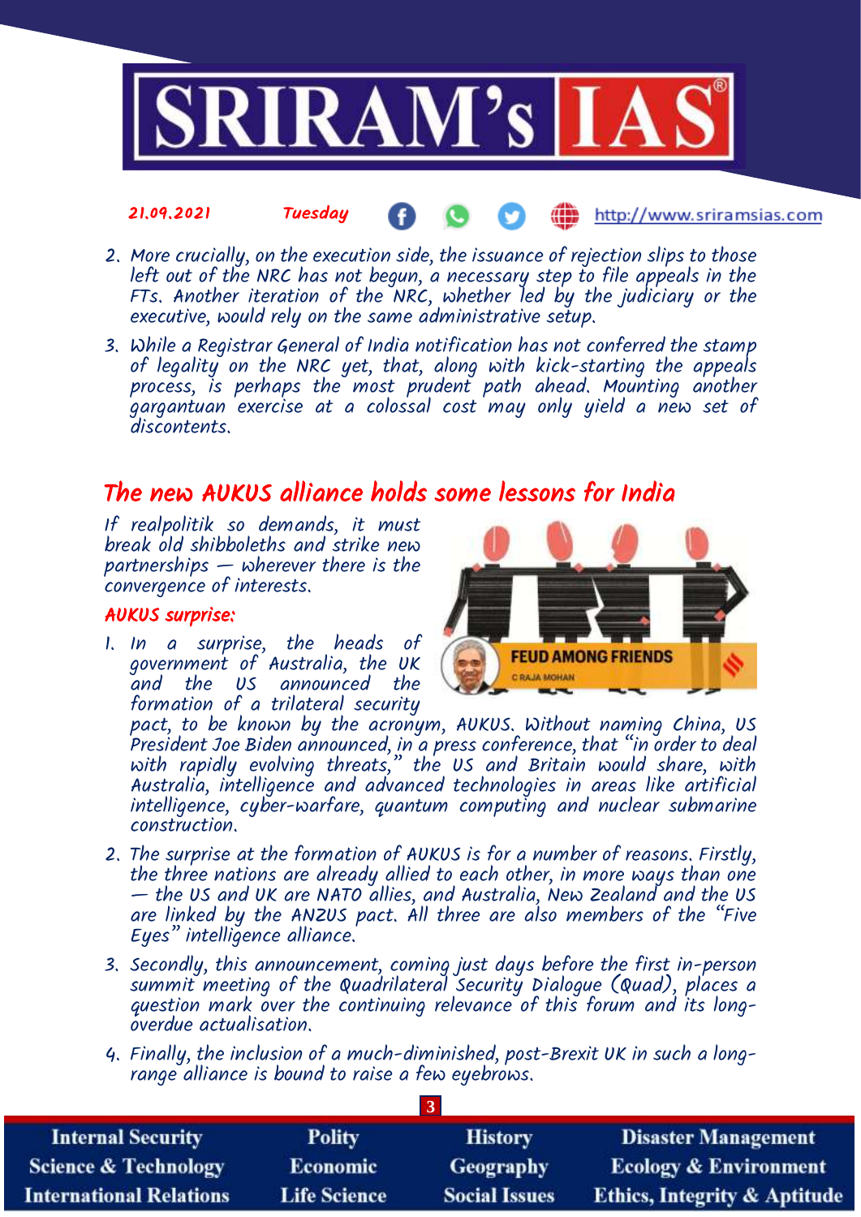2. More crucially, on the execution side, the issuance of rejection slips to those left out of the NRC has not begun, a necessary step to file appeals in the FTs. Another iteration of the NRC, whether led by the judiciary or the executive, would rely on the same administrative setup.
3. While a Registrar General of India notification has not conferred the stamp of legality on the NRC yet, that, along with kick-starting the appeals process, is perhaps the most prudent path ahead. Mounting another gargantuan exercise at a colossal cost may only yield a new set of discontents.

## The new AUKUS alliance holds some lessons for India

*If realpolitik so demands, it must break old shibboleths and strike new partnerships — wherever there is the convergence of interests.*

### AUKUS surprise:

1. In a surprise, the heads of government of Australia, the UK and the US announced the formation of a trilateral security pact, to be known by the acronym, AUKUS. Without naming China, US President Joe Biden announced, in a press conference, that "in order to deal with rapidly evolving threats," the US and Britain would share, with Australia, intelligence and advanced technologies in areas like artificial intelligence, cyber-warfare, quantum computing and nuclear submarine construction.
2. The surprise at the formation of AUKUS is for a number of reasons. Firstly, the three nations are already allied to each other, in more ways than one — the US and UK are NATO allies, and Australia, New Zealand and the US are linked by the ANZUS pact. All three are also members of the "Five Eyes" intelligence alliance.
3. Secondly, this announcement, coming just days before the first in-person summit meeting of the Quadrilateral Security Dialogue (Quad), places a question mark over the continuing relevance of this forum and its long-overdue actualisation.
4. Finally, the inclusion of a much-diminished, post-Brexit UK in such a long-range alliance is bound to raise a few eyebrows.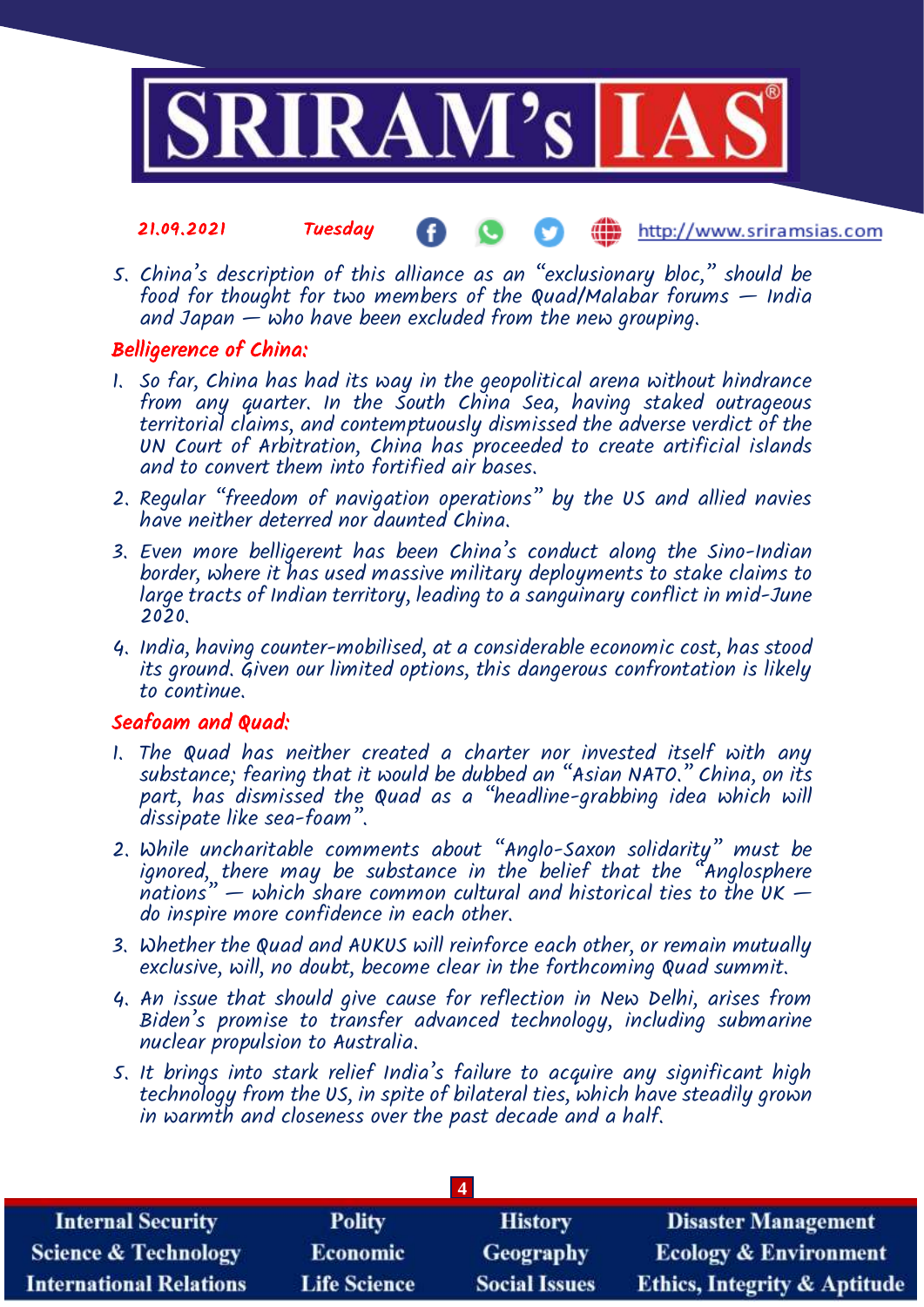5. China's description of this alliance as an "exclusionary bloc," should be food for thought for two members of the Quad/Malabar forums — India and Japan — who have been excluded from the new grouping.

### Belligerence of China:

1. So far, China has had its way in the geopolitical arena without hindrance from any quarter. In the South China Sea, having staked outrageous territorial claims, and contemptuously dismissed the adverse verdict of the UN Court of Arbitration, China has proceeded to create artificial islands and to convert them into fortified air bases.
2. Regular "freedom of navigation operations" by the US and allied navies have neither deterred nor daunted China.
3. Even more belligerent has been China's conduct along the Sino-Indian border, where it has used massive military deployments to stake claims to large tracts of Indian territory, leading to a sanguinary conflict in mid-June 2020.
4. India, having counter-mobilised, at a considerable economic cost, has stood its ground. Given our limited options, this dangerous confrontation is likely to continue.

### Seafoam and Quad:

1. The Quad has neither created a charter nor invested itself with any substance; fearing that it would be dubbed an "Asian NATO." China, on its part, has dismissed the Quad as a "headline-grabbing idea which will dissipate like sea-foam".
2. While uncharitable comments about "Anglo-Saxon solidarity" must be ignored, there may be substance in the belief that the "Anglosphere nations" — which share common cultural and historical ties to the UK — do inspire more confidence in each other.
3. Whether the Quad and AUKUS will reinforce each other, or remain mutually exclusive, will, no doubt, become clear in the forthcoming Quad summit.
4. An issue that should give cause for reflection in New Delhi, arises from Biden's promise to transfer advanced technology, including submarine nuclear propulsion to Australia.
5. It brings into stark relief India's failure to acquire any significant high technology from the US, in spite of bilateral ties, which have steadily grown in warmth and closeness over the past decade and a half.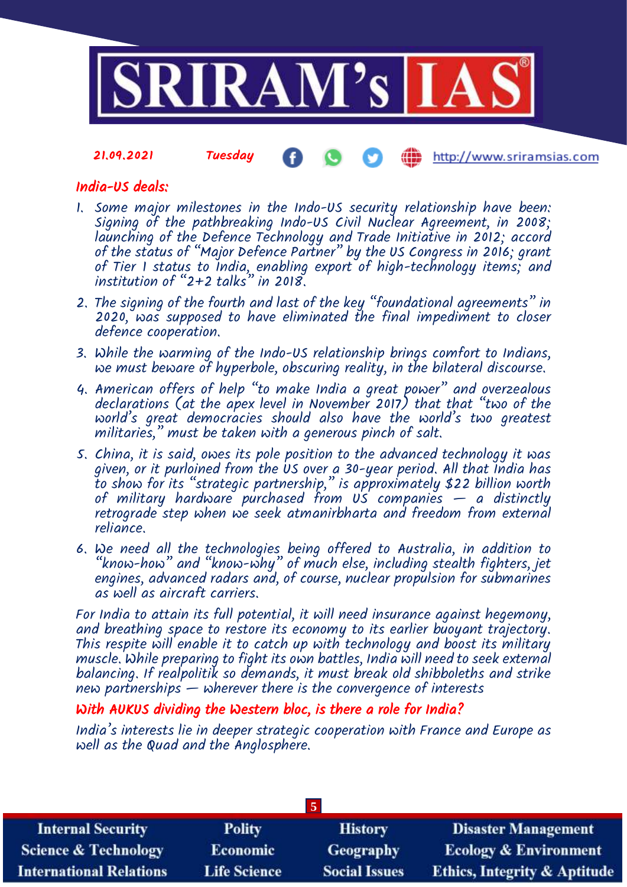## India-US deals:

1. Some major milestones in the Indo-US security relationship have been: Signing of the pathbreaking Indo-US Civil Nuclear Agreement, in 2008; launching of the Defence Technology and Trade Initiative in 2012; accord of the status of "Major Defence Partner" by the US Congress in 2016; grant of Tier I status to India, enabling export of high-technology items; and institution of "2+2 talks" in 2018.
2. The signing of the fourth and last of the key "foundational agreements" in 2020, was supposed to have eliminated the final impediment to closer defence cooperation.
3. While the warming of the Indo-US relationship brings comfort to Indians, we must beware of hyperbole, obscuring reality, in the bilateral discourse.
4. American offers of help "to make India a great power" and overzealous declarations (at the apex level in November 2017) that that "two of the world's great democracies should also have the world's two greatest militaries," must be taken with a generous pinch of salt.
5. China, it is said, owes its pole position to the advanced technology it was given, or it purloined from the US over a 30-year period. All that India has to show for its "strategic partnership," is approximately $22 billion worth of military hardware purchased from US companies — a distinctly retrograde step when we seek atmanirbharta and freedom from external reliance.
6. We need all the technologies being offered to Australia, in addition to "know-how" and "know-why" of much else, including stealth fighters, jet engines, advanced radars and, of course, nuclear propulsion for submarines as well as aircraft carriers.

For India to attain its full potential, it will need insurance against hegemony, and breathing space to restore its economy to its earlier buoyant trajectory. This respite will enable it to catch up with technology and boost its military muscle. While preparing to fight its own battles, India will need to seek external balancing. If realpolitik so demands, it must break old shibboleths and strike new partnerships — wherever there is the convergence of interests

## With AUKUS dividing the Western bloc, is there a role for India?

India's interests lie in deeper strategic cooperation with France and Europe as well as the Quad and the Anglosphere.